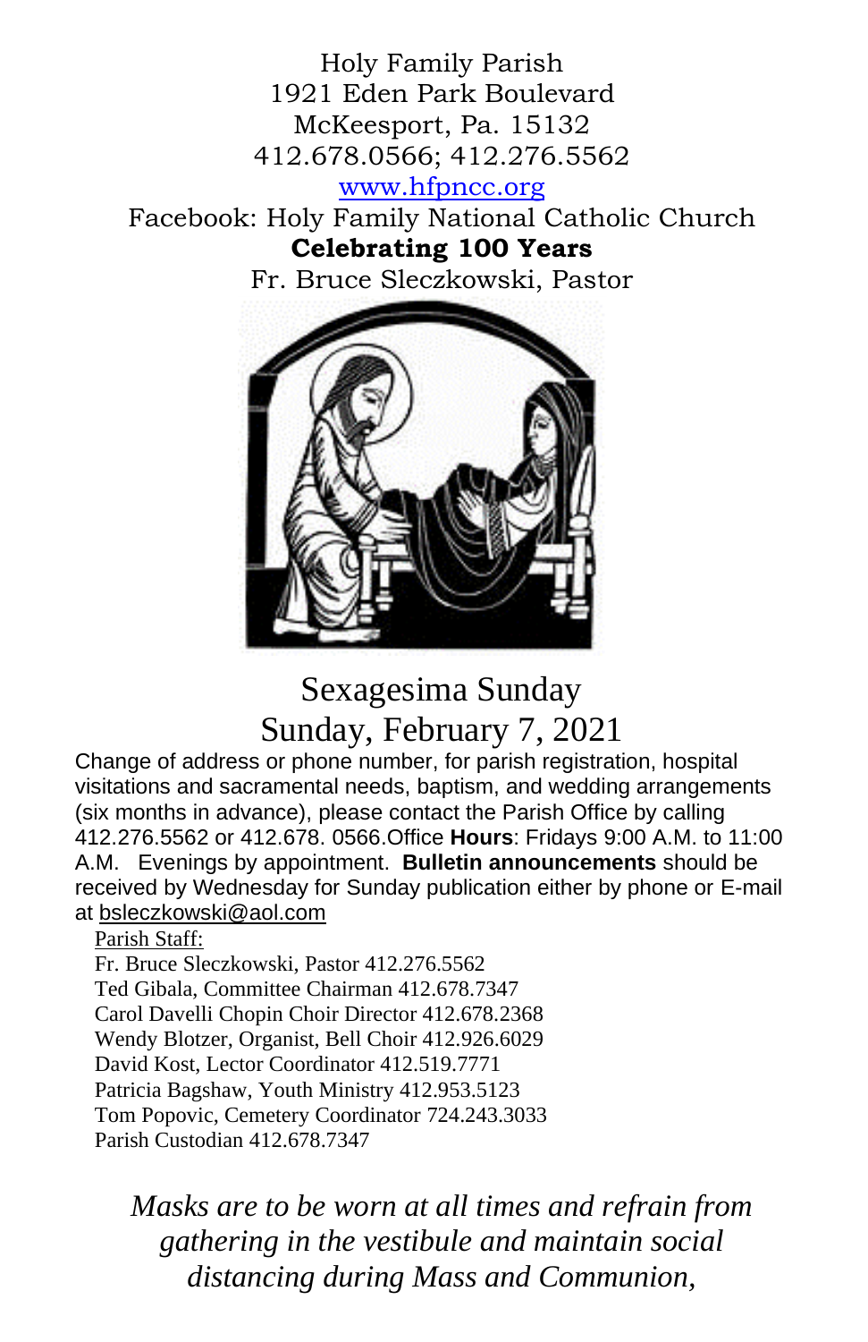Holy Family Parish
1921 Eden Park Boulevard
McKeesport, Pa. 15132
412.678.0566; 412.276.5562
www.hfpncc.org
Facebook: Holy Family National Catholic Church

**Celebrating 100 Years**

Fr. Bruce Sleczkowski, Pastor

# Sexagesima Sunday
## Sunday, February 7, 2021

Change of address or phone number, for parish registration, hospital visitations and sacramental needs, baptism, and wedding arrangements (six months in advance), please contact the Parish Office by calling 412.276.5562 or 412.678. 0566.Office **Hours**: Fridays 9:00 A.M. to 11:00 A.M. Evenings by appointment. **Bulletin announcements** should be received by Wednesday for Sunday publication either by phone or E-mail at bsleczkowski@aol.com

Parish Staff:
Fr. Bruce Sleczkowski, Pastor 412.276.5562
Ted Gibala, Committee Chairman 412.678.7347
Carol Davelli Chopin Choir Director 412.678.2368
Wendy Blotzer, Organist, Bell Choir 412.926.6029
David Kost, Lector Coordinator 412.519.7771
Patricia Bagshaw, Youth Ministry 412.953.5123
Tom Popovic, Cemetery Coordinator 724.243.3033
Parish Custodian 412.678.7347

*Masks are to be worn at all times and refrain from gathering in the vestibule and maintain social distancing during Mass and Communion,*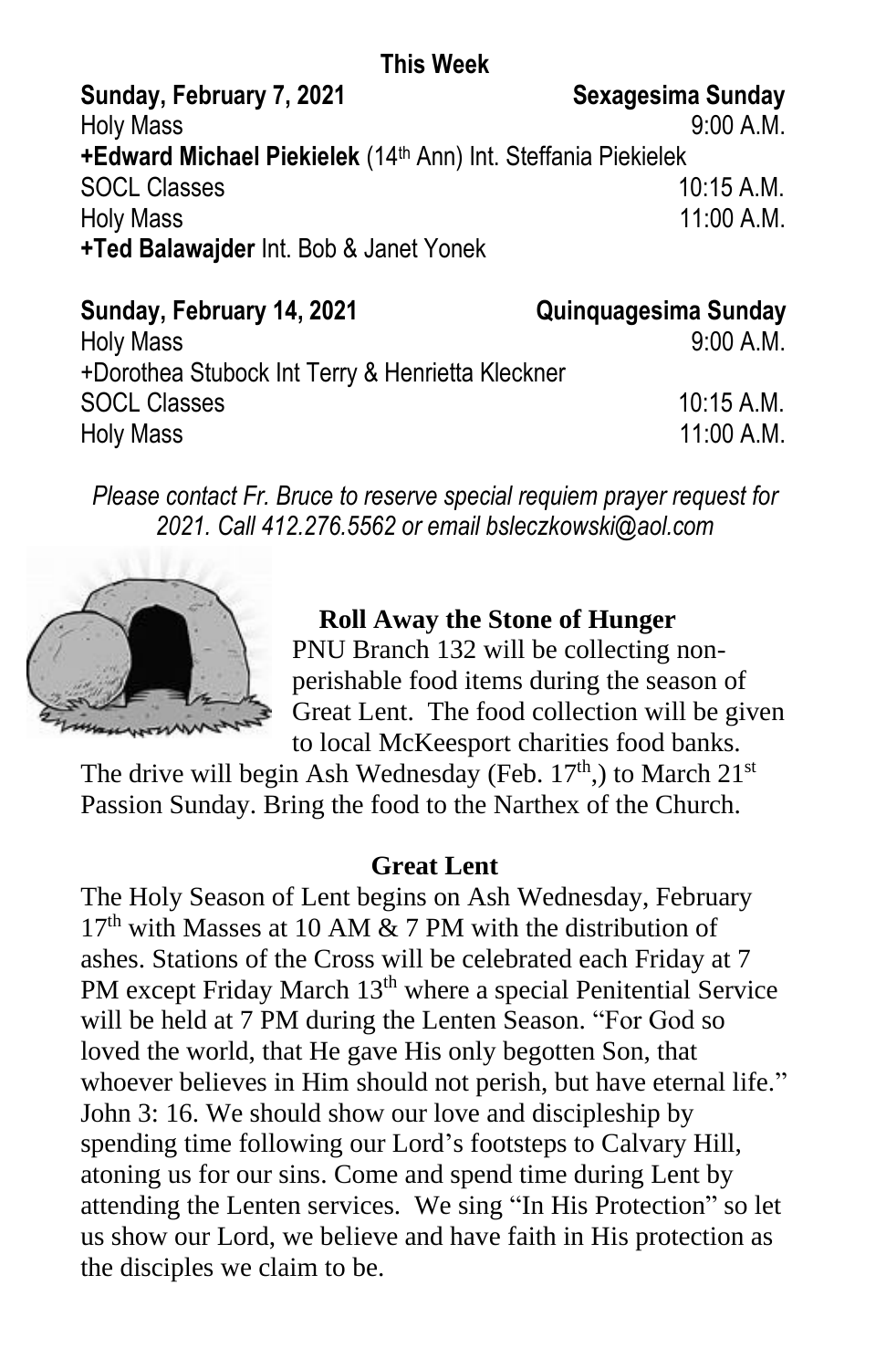## This Week

**Sunday, February 7, 2021** — **Sexagesima Sunday**

Holy Mass 9:00 A.M.
**+Edward Michael Piekielek** (14th Ann) Int. Steffania Piekielek
SOCL Classes 10:15 A.M.
Holy Mass 11:00 A.M.
**+Ted Balawajder** Int. Bob & Janet Yonek

**Sunday, February 14, 2021** — **Quinquagesima Sunday**

Holy Mass 9:00 A.M.
+Dorothea Stubock Int Terry & Henrietta Kleckner
SOCL Classes 10:15 A.M.
Holy Mass 11:00 A.M.

*Please contact Fr. Bruce to reserve special requiem prayer request for 2021. Call 412.276.5562 or email bsleczkowski@aol.com*

### Roll Away the Stone of Hunger

PNU Branch 132 will be collecting non-perishable food items during the season of Great Lent. The food collection will be given to local McKeesport charities food banks. The drive will begin Ash Wednesday (Feb. 17th,) to March 21st Passion Sunday. Bring the food to the Narthex of the Church.

### Great Lent

The Holy Season of Lent begins on Ash Wednesday, February 17th with Masses at 10 AM & 7 PM with the distribution of ashes. Stations of the Cross will be celebrated each Friday at 7 PM except Friday March 13th where a special Penitential Service will be held at 7 PM during the Lenten Season. "For God so loved the world, that He gave His only begotten Son, that whoever believes in Him should not perish, but have eternal life." John 3: 16. We should show our love and discipleship by spending time following our Lord's footsteps to Calvary Hill, atoning us for our sins. Come and spend time during Lent by attending the Lenten services. We sing "In His Protection" so let us show our Lord, we believe and have faith in His protection as the disciples we claim to be.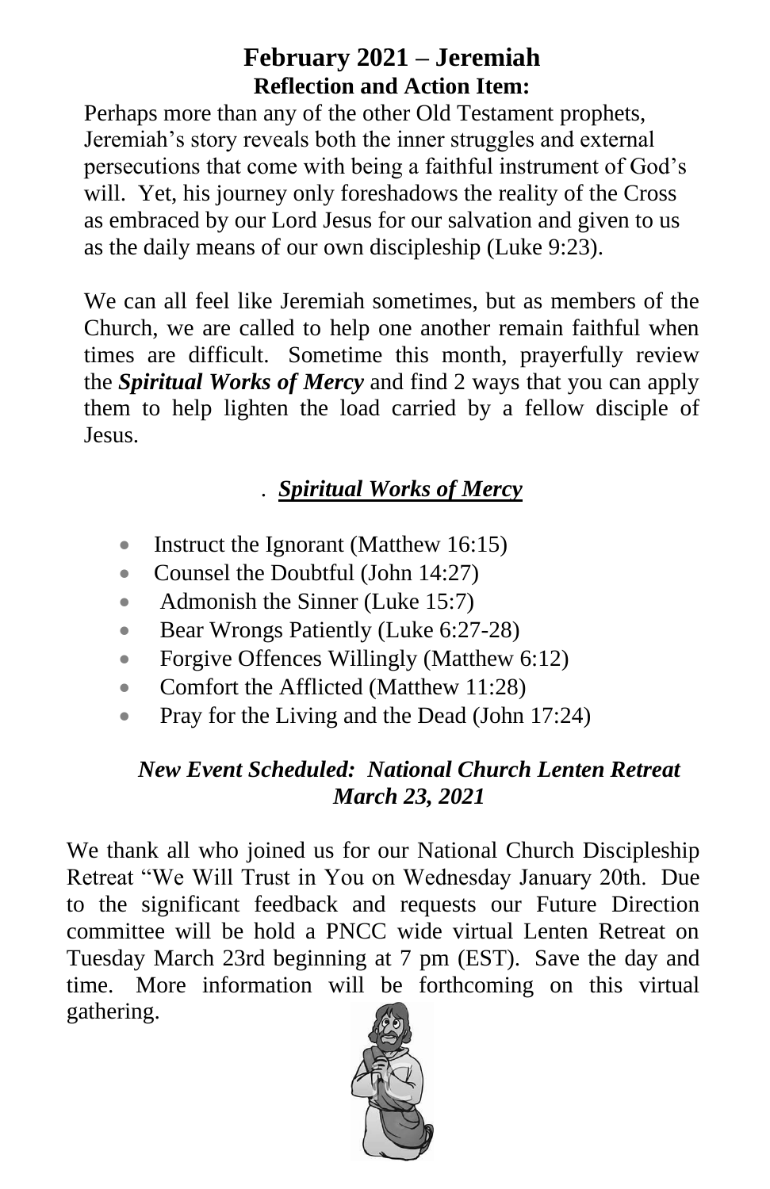# February 2021 – Jeremiah

## Reflection and Action Item:

Perhaps more than any of the other Old Testament prophets, Jeremiah's story reveals both the inner struggles and external persecutions that come with being a faithful instrument of God's will. Yet, his journey only foreshadows the reality of the Cross as embraced by our Lord Jesus for our salvation and given to us as the daily means of our own discipleship (Luke 9:23).

We can all feel like Jeremiah sometimes, but as members of the Church, we are called to help one another remain faithful when times are difficult. Sometime this month, prayerfully review the ***Spiritual Works of Mercy*** and find 2 ways that you can apply them to help lighten the load carried by a fellow disciple of Jesus.

### . ***Spiritual Works of Mercy***

- Instruct the Ignorant (Matthew 16:15)
- Counsel the Doubtful (John 14:27)
- Admonish the Sinner (Luke 15:7)
- Bear Wrongs Patiently (Luke 6:27-28)
- Forgive Offences Willingly (Matthew 6:12)
- Comfort the Afflicted (Matthew 11:28)
- Pray for the Living and the Dead (John 17:24)

### *New Event Scheduled: National Church Lenten Retreat March 23, 2021*

We thank all who joined us for our National Church Discipleship Retreat "We Will Trust in You on Wednesday January 20th. Due to the significant feedback and requests our Future Direction committee will be hold a PNCC wide virtual Lenten Retreat on Tuesday March 23rd beginning at 7 pm (EST). Save the day and time. More information will be forthcoming on this virtual gathering.